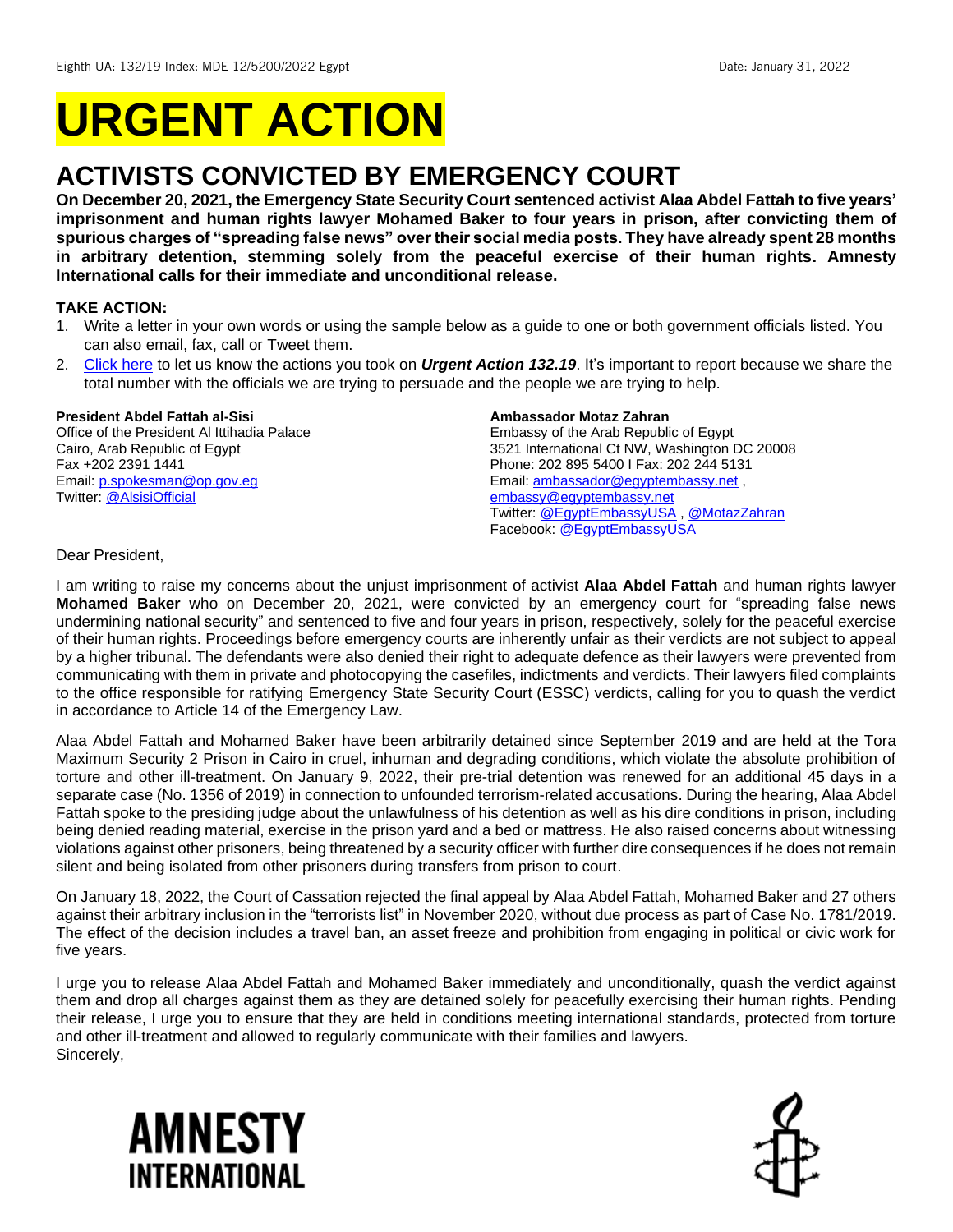Eighth UA: 132/19 Index: MDE 12/5200/2022 Egypt Date: January 31, 2022

# URGENT ACTION

## ACTIVISTS CONVICTED BY EMERGENCY COURT

**On December 20, 2021, the Emergency State Security Court sentenced activist Alaa Abdel Fattah to five years' imprisonment and human rights lawyer Mohamed Baker to four years in prison, after convicting them of spurious charges of "spreading false news" over their social media posts. They have already spent 28 months in arbitrary detention, stemming solely from the peaceful exercise of their human rights. Amnesty International calls for their immediate and unconditional release.**

**TAKE ACTION:**

1. Write a letter in your own words or using the sample below as a guide to one or both government officials listed. You can also email, fax, call or Tweet them.
2. [Click here]() to let us know the actions you took on ***Urgent Action 132.19***. It's important to report because we share the total number with the officials we are trying to persuade and the people we are trying to help.

**President Abdel Fattah al-Sisi**
Office of the President Al Ittihadia Palace
Cairo, Arab Republic of Egypt
Fax +202 2391 1441
Email: p.spokesman@op.gov.eg
Twitter: @AlsisiOfficial

**Ambassador Motaz Zahran**
Embassy of the Arab Republic of Egypt
3521 International Ct NW, Washington DC 20008
Phone: 202 895 5400 I Fax: 202 244 5131
Email: ambassador@egyptembassy.net , embassy@egyptembassy.net
Twitter: @EgyptEmbassyUSA , @MotazZahran
Facebook: @EgyptEmbassyUSA

Dear President,

I am writing to raise my concerns about the unjust imprisonment of activist **Alaa Abdel Fattah** and human rights lawyer **Mohamed Baker** who on December 20, 2021, were convicted by an emergency court for "spreading false news undermining national security" and sentenced to five and four years in prison, respectively, solely for the peaceful exercise of their human rights. Proceedings before emergency courts are inherently unfair as their verdicts are not subject to appeal by a higher tribunal. The defendants were also denied their right to adequate defence as their lawyers were prevented from communicating with them in private and photocopying the casefiles, indictments and verdicts. Their lawyers filed complaints to the office responsible for ratifying Emergency State Security Court (ESSC) verdicts, calling for you to quash the verdict in accordance to Article 14 of the Emergency Law.

Alaa Abdel Fattah and Mohamed Baker have been arbitrarily detained since September 2019 and are held at the Tora Maximum Security 2 Prison in Cairo in cruel, inhuman and degrading conditions, which violate the absolute prohibition of torture and other ill-treatment. On January 9, 2022, their pre-trial detention was renewed for an additional 45 days in a separate case (No. 1356 of 2019) in connection to unfounded terrorism-related accusations. During the hearing, Alaa Abdel Fattah spoke to the presiding judge about the unlawfulness of his detention as well as his dire conditions in prison, including being denied reading material, exercise in the prison yard and a bed or mattress. He also raised concerns about witnessing violations against other prisoners, being threatened by a security officer with further dire consequences if he does not remain silent and being isolated from other prisoners during transfers from prison to court.

On January 18, 2022, the Court of Cassation rejected the final appeal by Alaa Abdel Fattah, Mohamed Baker and 27 others against their arbitrary inclusion in the "terrorists list" in November 2020, without due process as part of Case No. 1781/2019. The effect of the decision includes a travel ban, an asset freeze and prohibition from engaging in political or civic work for five years.

I urge you to release Alaa Abdel Fattah and Mohamed Baker immediately and unconditionally, quash the verdict against them and drop all charges against them as they are detained solely for peacefully exercising their human rights. Pending their release, I urge you to ensure that they are held in conditions meeting international standards, protected from torture and other ill-treatment and allowed to regularly communicate with their families and lawyers.
Sincerely,

AMNESTY INTERNATIONAL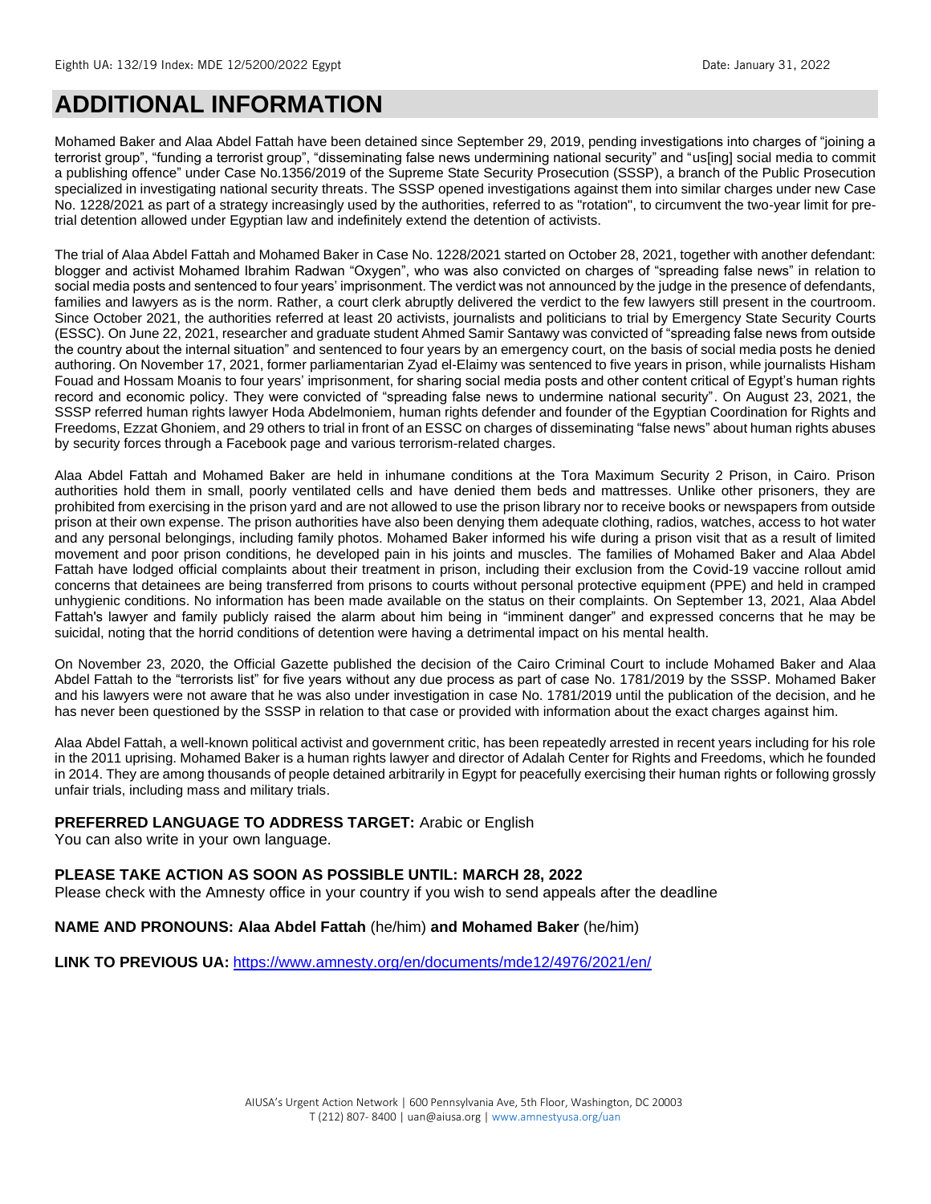# ADDITIONAL INFORMATION

Mohamed Baker and Alaa Abdel Fattah have been detained since September 29, 2019, pending investigations into charges of "joining a terrorist group", "funding a terrorist group", "disseminating false news undermining national security" and "us[ing] social media to commit a publishing offence" under Case No.1356/2019 of the Supreme State Security Prosecution (SSSP), a branch of the Public Prosecution specialized in investigating national security threats. The SSSP opened investigations against them into similar charges under new Case No. 1228/2021 as part of a strategy increasingly used by the authorities, referred to as "rotation", to circumvent the two-year limit for pre-trial detention allowed under Egyptian law and indefinitely extend the detention of activists.

The trial of Alaa Abdel Fattah and Mohamed Baker in Case No. 1228/2021 started on October 28, 2021, together with another defendant: blogger and activist Mohamed Ibrahim Radwan "Oxygen", who was also convicted on charges of "spreading false news" in relation to social media posts and sentenced to four years' imprisonment. The verdict was not announced by the judge in the presence of defendants, families and lawyers as is the norm. Rather, a court clerk abruptly delivered the verdict to the few lawyers still present in the courtroom. Since October 2021, the authorities referred at least 20 activists, journalists and politicians to trial by Emergency State Security Courts (ESSC). On June 22, 2021, researcher and graduate student Ahmed Samir Santawy was convicted of "spreading false news from outside the country about the internal situation" and sentenced to four years by an emergency court, on the basis of social media posts he denied authoring. On November 17, 2021, former parliamentarian Zyad el-Elaimy was sentenced to five years in prison, while journalists Hisham Fouad and Hossam Moanis to four years' imprisonment, for sharing social media posts and other content critical of Egypt's human rights record and economic policy. They were convicted of "spreading false news to undermine national security". On August 23, 2021, the SSSP referred human rights lawyer Hoda Abdelmoniem, human rights defender and founder of the Egyptian Coordination for Rights and Freedoms, Ezzat Ghoniem, and 29 others to trial in front of an ESSC on charges of disseminating "false news" about human rights abuses by security forces through a Facebook page and various terrorism-related charges.

Alaa Abdel Fattah and Mohamed Baker are held in inhumane conditions at the Tora Maximum Security 2 Prison, in Cairo. Prison authorities hold them in small, poorly ventilated cells and have denied them beds and mattresses. Unlike other prisoners, they are prohibited from exercising in the prison yard and are not allowed to use the prison library nor to receive books or newspapers from outside prison at their own expense. The prison authorities have also been denying them adequate clothing, radios, watches, access to hot water and any personal belongings, including family photos. Mohamed Baker informed his wife during a prison visit that as a result of limited movement and poor prison conditions, he developed pain in his joints and muscles. The families of Mohamed Baker and Alaa Abdel Fattah have lodged official complaints about their treatment in prison, including their exclusion from the Covid-19 vaccine rollout amid concerns that detainees are being transferred from prisons to courts without personal protective equipment (PPE) and held in cramped unhygienic conditions. No information has been made available on the status on their complaints. On September 13, 2021, Alaa Abdel Fattah's lawyer and family publicly raised the alarm about him being in "imminent danger" and expressed concerns that he may be suicidal, noting that the horrid conditions of detention were having a detrimental impact on his mental health.

On November 23, 2020, the Official Gazette published the decision of the Cairo Criminal Court to include Mohamed Baker and Alaa Abdel Fattah to the "terrorists list" for five years without any due process as part of case No. 1781/2019 by the SSSP. Mohamed Baker and his lawyers were not aware that he was also under investigation in case No. 1781/2019 until the publication of the decision, and he has never been questioned by the SSSP in relation to that case or provided with information about the exact charges against him.

Alaa Abdel Fattah, a well-known political activist and government critic, has been repeatedly arrested in recent years including for his role in the 2011 uprising. Mohamed Baker is a human rights lawyer and director of Adalah Center for Rights and Freedoms, which he founded in 2014. They are among thousands of people detained arbitrarily in Egypt for peacefully exercising their human rights or following grossly unfair trials, including mass and military trials.

**PREFERRED LANGUAGE TO ADDRESS TARGET:** Arabic or English
You can also write in your own language.

**PLEASE TAKE ACTION AS SOON AS POSSIBLE UNTIL: MARCH 28, 2022**
Please check with the Amnesty office in your country if you wish to send appeals after the deadline

**NAME AND PRONOUNS: Alaa Abdel Fattah** (he/him) **and Mohamed Baker** (he/him)

**LINK TO PREVIOUS UA:** https://www.amnesty.org/en/documents/mde12/4976/2021/en/